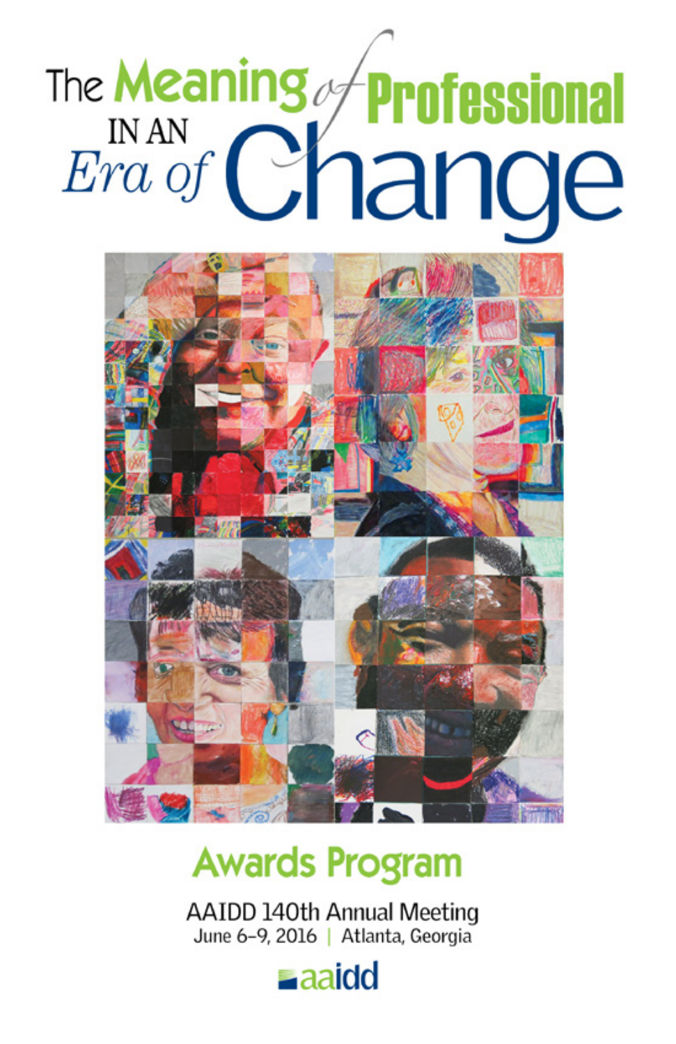# The Meaning of Professional IN AN *Era of* Change

## Awards Program

AAIDD 140th Annual Meeting
June 6–9, 2016 | Atlanta, Georgia

aaidd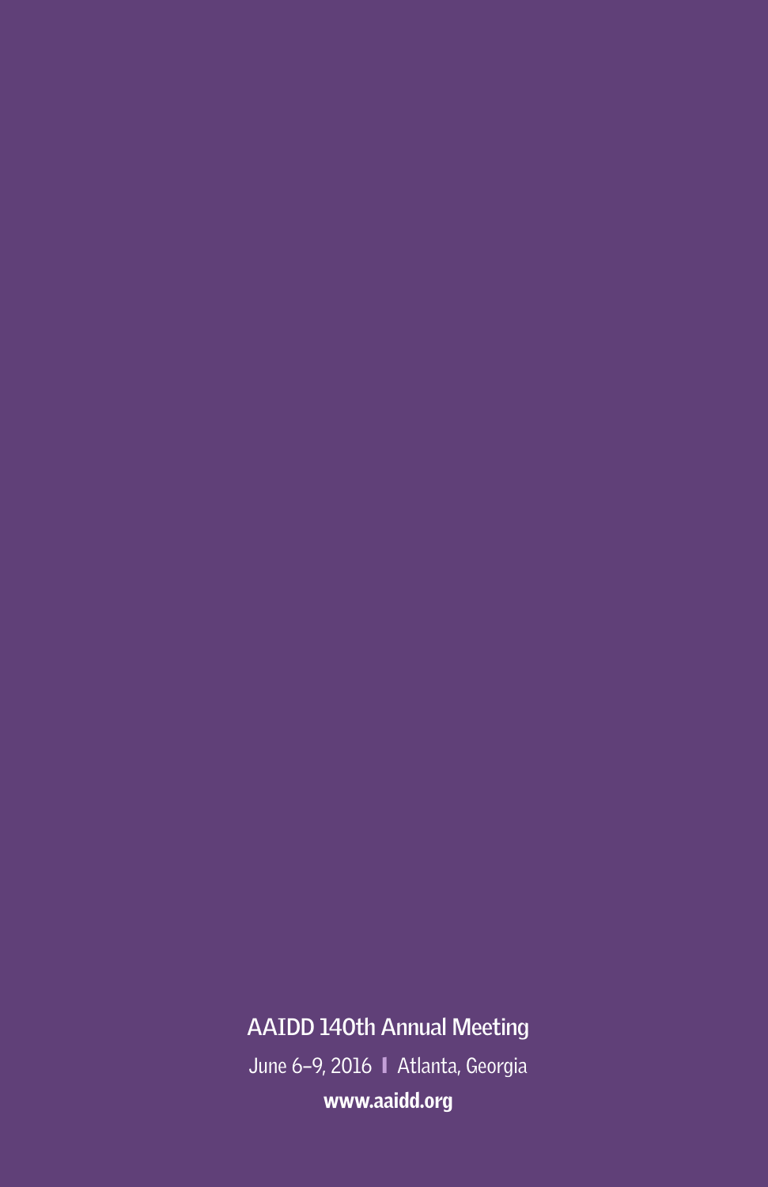**AAIDD 140th Annual Meeting**

June 6–9, 2016 | Atlanta, Georgia

**www.aaidd.org**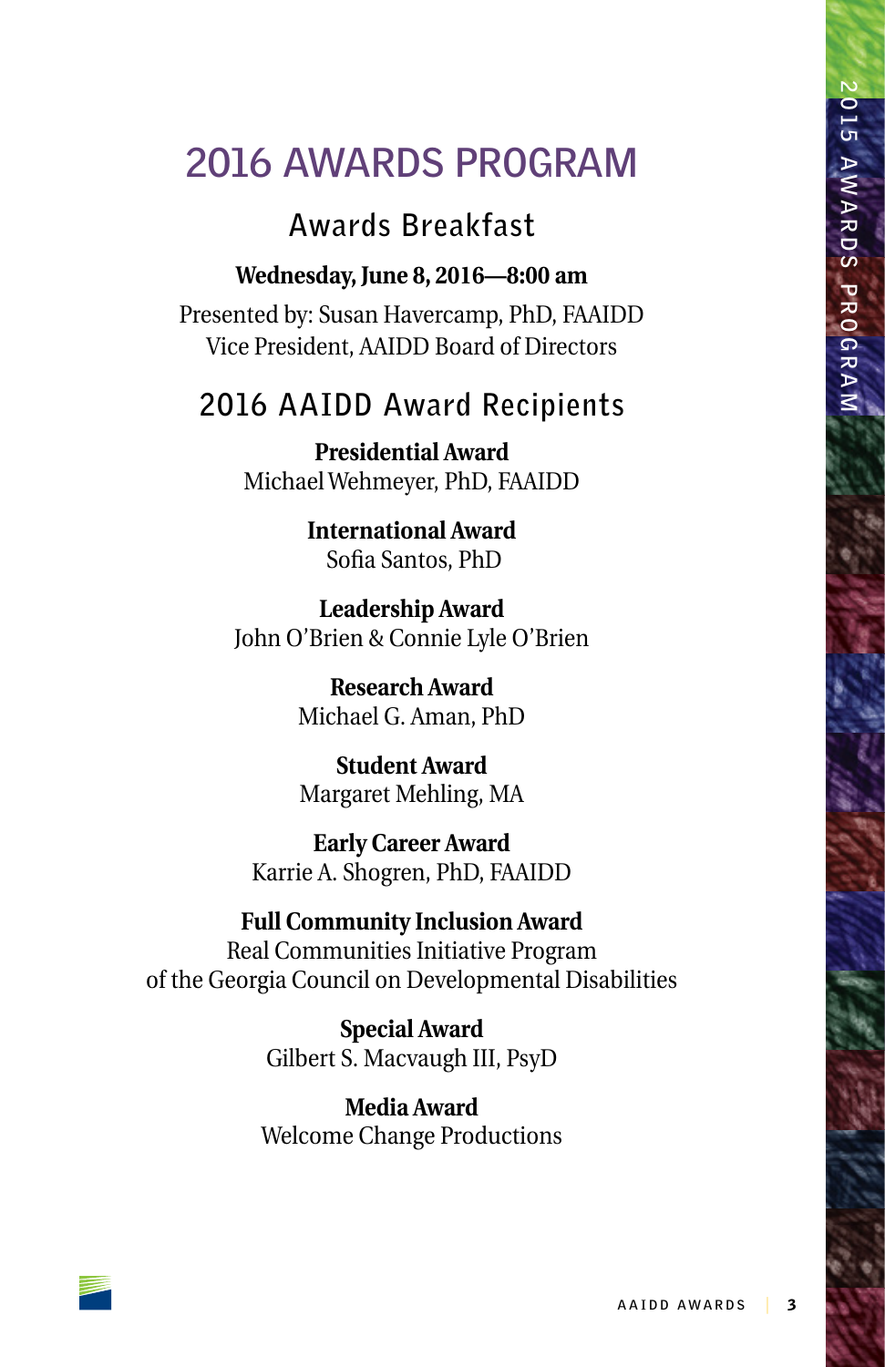# 2016 AWARDS PROGRAM

## Awards Breakfast

**Wednesday, June 8, 2016—8:00 am**

Presented by: Susan Havercamp, PhD, FAAIDD
Vice President, AAIDD Board of Directors

## 2016 AAIDD Award Recipients

**Presidential Award**
Michael Wehmeyer, PhD, FAAIDD

**International Award**
Sofia Santos, PhD

**Leadership Award**
John O'Brien & Connie Lyle O'Brien

**Research Award**
Michael G. Aman, PhD

**Student Award**
Margaret Mehling, MA

**Early Career Award**
Karrie A. Shogren, PhD, FAAIDD

**Full Community Inclusion Award**
Real Communities Initiative Program
of the Georgia Council on Developmental Disabilities

**Special Award**
Gilbert S. Macvaugh III, PsyD

**Media Award**
Welcome Change Productions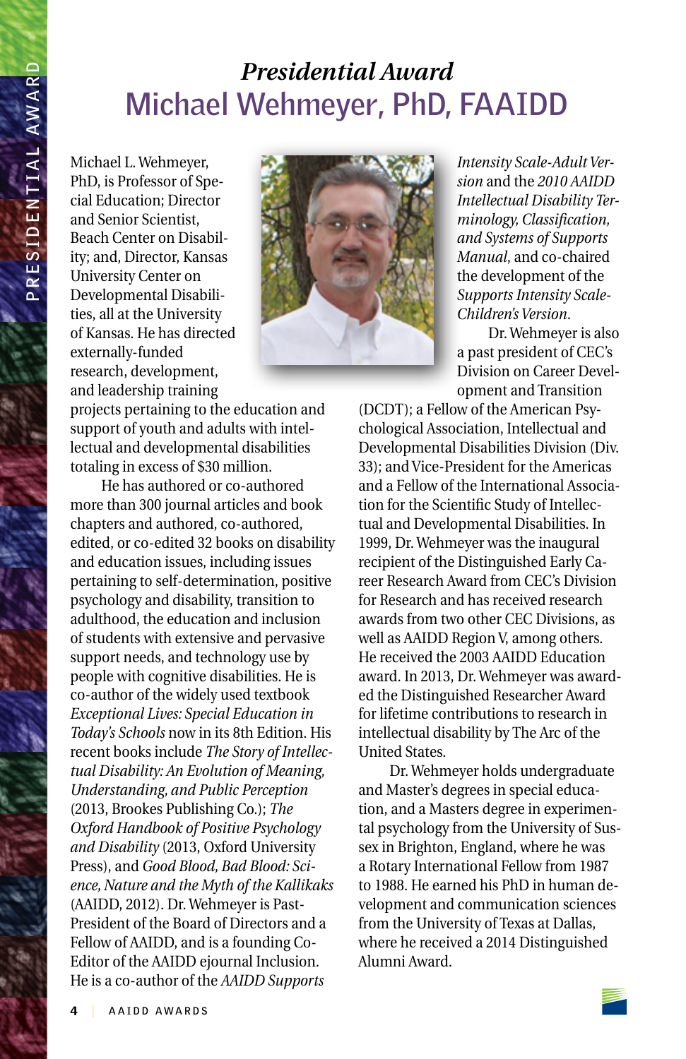## *Presidential Award*

# Michael Wehmeyer, PhD, FAAIDD

Michael L. Wehmeyer, PhD, is Professor of Special Education; Director and Senior Scientist, Beach Center on Disability; and, Director, Kansas University Center on Developmental Disabilities, all at the University of Kansas. He has directed externally-funded research, development, and leadership training projects pertaining to the education and support of youth and adults with intellectual and developmental disabilities totaling in excess of $30 million.

He has authored or co-authored more than 300 journal articles and book chapters and authored, co-authored, edited, or co-edited 32 books on disability and education issues, including issues pertaining to self-determination, positive psychology and disability, transition to adulthood, the education and inclusion of students with extensive and pervasive support needs, and technology use by people with cognitive disabilities. He is co-author of the widely used textbook *Exceptional Lives: Special Education in Today's Schools* now in its 8th Edition. His recent books include *The Story of Intellectual Disability: An Evolution of Meaning, Understanding, and Public Perception* (2013, Brookes Publishing Co.); *The Oxford Handbook of Positive Psychology and Disability* (2013, Oxford University Press), and *Good Blood, Bad Blood: Science, Nature and the Myth of the Kallikaks* (AAIDD, 2012). Dr. Wehmeyer is Past-President of the Board of Directors and a Fellow of AAIDD, and is a founding Co-Editor of the AAIDD ejournal Inclusion. He is a co-author of the *AAIDD Supports Intensity Scale-Adult Version* and the *2010 AAIDD Intellectual Disability Terminology, Classification, and Systems of Supports Manual*, and co-chaired the development of the *Supports Intensity Scale-Children's Version*.

Dr. Wehmeyer is also a past president of CEC's Division on Career Development and Transition (DCDT); a Fellow of the American Psychological Association, Intellectual and Developmental Disabilities Division (Div. 33); and Vice-President for the Americas and a Fellow of the International Association for the Scientific Study of Intellectual and Developmental Disabilities. In 1999, Dr. Wehmeyer was the inaugural recipient of the Distinguished Early Career Research Award from CEC's Division for Research and has received research awards from two other CEC Divisions, as well as AAIDD Region V, among others. He received the 2003 AAIDD Education award. In 2013, Dr. Wehmeyer was awarded the Distinguished Researcher Award for lifetime contributions to research in intellectual disability by The Arc of the United States.

Dr. Wehmeyer holds undergraduate and Master's degrees in special education, and a Masters degree in experimental psychology from the University of Sussex in Brighton, England, where he was a Rotary International Fellow from 1987 to 1988. He earned his PhD in human development and communication sciences from the University of Texas at Dallas, where he received a 2014 Distinguished Alumni Award.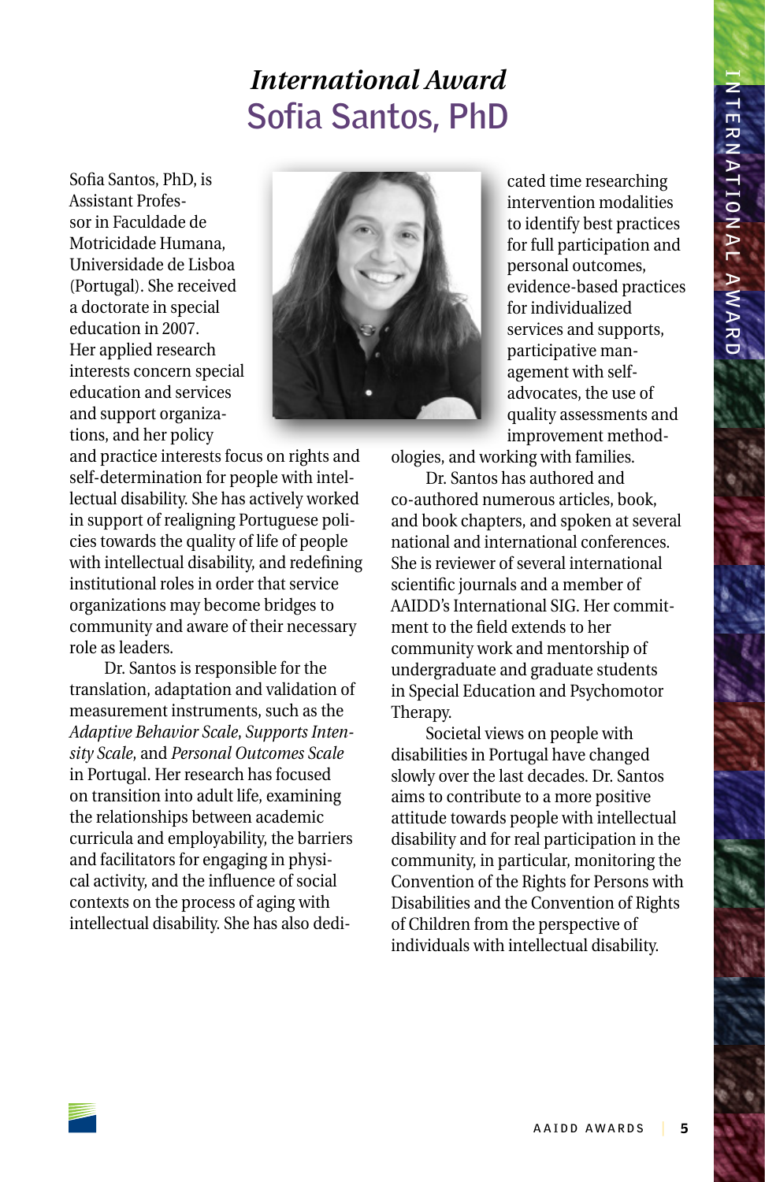# *International Award*

## Sofia Santos, PhD

Sofia Santos, PhD, is Assistant Professor in Faculdade de Motricidade Humana, Universidade de Lisboa (Portugal). She received a doctorate in special education in 2007. Her applied research interests concern special education and services and support organizations, and her policy and practice interests focus on rights and self-determination for people with intellectual disability. She has actively worked in support of realigning Portuguese policies towards the quality of life of people with intellectual disability, and redefining institutional roles in order that service organizations may become bridges to community and aware of their necessary role as leaders.

Dr. Santos is responsible for the translation, adaptation and validation of measurement instruments, such as the *Adaptive Behavior Scale*, *Supports Intensity Scale*, and *Personal Outcomes Scale* in Portugal. Her research has focused on transition into adult life, examining the relationships between academic curricula and employability, the barriers and facilitators for engaging in physical activity, and the influence of social contexts on the process of aging with intellectual disability. She has also dedicated time researching intervention modalities to identify best practices for full participation and personal outcomes, evidence-based practices for individualized services and supports, participative management with self-advocates, the use of quality assessments and improvement methodologies, and working with families.

Dr. Santos has authored and co-authored numerous articles, book, and book chapters, and spoken at several national and international conferences. She is reviewer of several international scientific journals and a member of AAIDD's International SIG. Her commitment to the field extends to her community work and mentorship of undergraduate and graduate students in Special Education and Psychomotor Therapy.

Societal views on people with disabilities in Portugal have changed slowly over the last decades. Dr. Santos aims to contribute to a more positive attitude towards people with intellectual disability and for real participation in the community, in particular, monitoring the Convention of the Rights for Persons with Disabilities and the Convention of Rights of Children from the perspective of individuals with intellectual disability.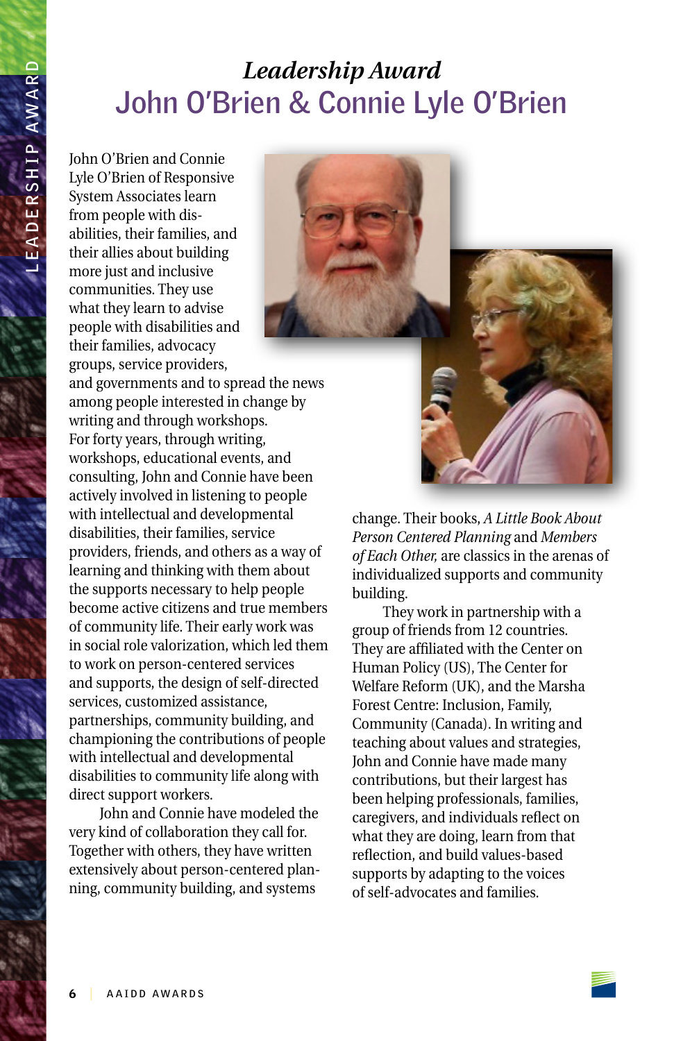# *Leadership Award*

## John O'Brien & Connie Lyle O'Brien

John O'Brien and Connie Lyle O'Brien of Responsive System Associates learn from people with disabilities, their families, and their allies about building more just and inclusive communities. They use what they learn to advise people with disabilities and their families, advocacy groups, service providers, and governments and to spread the news among people interested in change by writing and through workshops. For forty years, through writing, workshops, educational events, and consulting, John and Connie have been actively involved in listening to people with intellectual and developmental disabilities, their families, service providers, friends, and others as a way of learning and thinking with them about the supports necessary to help people become active citizens and true members of community life. Their early work was in social role valorization, which led them to work on person-centered services and supports, the design of self-directed services, customized assistance, partnerships, community building, and championing the contributions of people with intellectual and developmental disabilities to community life along with direct support workers.

John and Connie have modeled the very kind of collaboration they call for. Together with others, they have written extensively about person-centered planning, community building, and systems change. Their books, *A Little Book About Person Centered Planning* and *Members of Each Other,* are classics in the arenas of individualized supports and community building.

They work in partnership with a group of friends from 12 countries. They are affiliated with the Center on Human Policy (US), The Center for Welfare Reform (UK), and the Marsha Forest Centre: Inclusion, Family, Community (Canada). In writing and teaching about values and strategies, John and Connie have made many contributions, but their largest has been helping professionals, families, caregivers, and individuals reflect on what they are doing, learn from that reflection, and build values-based supports by adapting to the voices of self-advocates and families.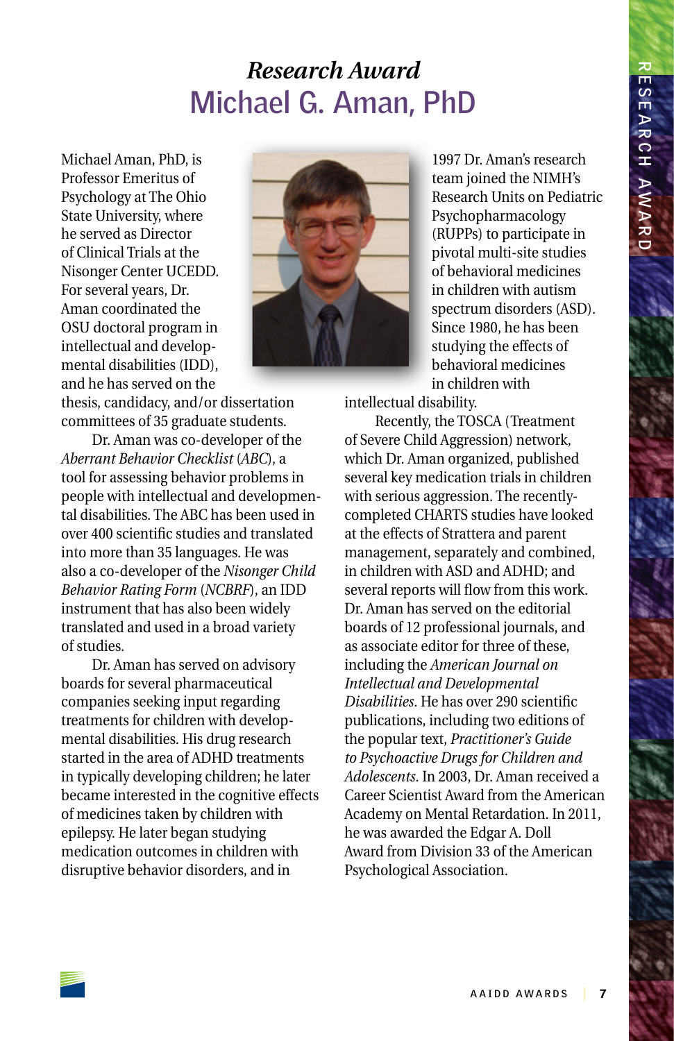# *Research Award*
## Michael G. Aman, PhD

Michael Aman, PhD, is Professor Emeritus of Psychology at The Ohio State University, where he served as Director of Clinical Trials at the Nisonger Center UCEDD. For several years, Dr. Aman coordinated the OSU doctoral program in intellectual and developmental disabilities (IDD), and he has served on the thesis, candidacy, and/or dissertation committees of 35 graduate students.

Dr. Aman was co-developer of the *Aberrant Behavior Checklist* (*ABC*), a tool for assessing behavior problems in people with intellectual and developmental disabilities. The ABC has been used in over 400 scientific studies and translated into more than 35 languages. He was also a co-developer of the *Nisonger Child Behavior Rating Form* (*NCBRF*), an IDD instrument that has also been widely translated and used in a broad variety of studies.

Dr. Aman has served on advisory boards for several pharmaceutical companies seeking input regarding treatments for children with developmental disabilities. His drug research started in the area of ADHD treatments in typically developing children; he later became interested in the cognitive effects of medicines taken by children with epilepsy. He later began studying medication outcomes in children with disruptive behavior disorders, and in 1997 Dr. Aman's research team joined the NIMH's Research Units on Pediatric Psychopharmacology (RUPPs) to participate in pivotal multi-site studies of behavioral medicines in children with autism spectrum disorders (ASD). Since 1980, he has been studying the effects of behavioral medicines in children with intellectual disability.

Recently, the TOSCA (Treatment of Severe Child Aggression) network, which Dr. Aman organized, published several key medication trials in children with serious aggression. The recently-completed CHARTS studies have looked at the effects of Strattera and parent management, separately and combined, in children with ASD and ADHD; and several reports will flow from this work. Dr. Aman has served on the editorial boards of 12 professional journals, and as associate editor for three of these, including the *American Journal on Intellectual and Developmental Disabilities*. He has over 290 scientific publications, including two editions of the popular text, *Practitioner's Guide to Psychoactive Drugs for Children and Adolescents*. In 2003, Dr. Aman received a Career Scientist Award from the American Academy on Mental Retardation. In 2011, he was awarded the Edgar A. Doll Award from Division 33 of the American Psychological Association.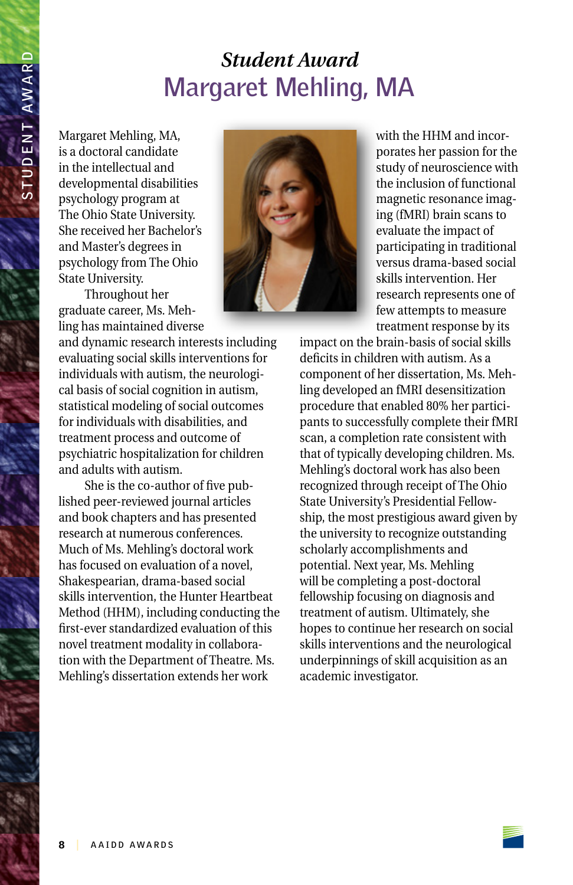## *Student Award*

# Margaret Mehling, MA

Margaret Mehling, MA, is a doctoral candidate in the intellectual and developmental disabilities psychology program at The Ohio State University. She received her Bachelor's and Master's degrees in psychology from The Ohio State University.

Throughout her graduate career, Ms. Mehling has maintained diverse and dynamic research interests including evaluating social skills interventions for individuals with autism, the neurological basis of social cognition in autism, statistical modeling of social outcomes for individuals with disabilities, and treatment process and outcome of psychiatric hospitalization for children and adults with autism.

She is the co-author of five published peer-reviewed journal articles and book chapters and has presented research at numerous conferences. Much of Ms. Mehling's doctoral work has focused on evaluation of a novel, Shakespearian, drama-based social skills intervention, the Hunter Heartbeat Method (HHM), including conducting the first-ever standardized evaluation of this novel treatment modality in collaboration with the Department of Theatre. Ms. Mehling's dissertation extends her work with the HHM and incorporates her passion for the study of neuroscience with the inclusion of functional magnetic resonance imaging (fMRI) brain scans to evaluate the impact of participating in traditional versus drama-based social skills intervention. Her research represents one of few attempts to measure treatment response by its impact on the brain-basis of social skills deficits in children with autism. As a component of her dissertation, Ms. Mehling developed an fMRI desensitization procedure that enabled 80% her participants to successfully complete their fMRI scan, a completion rate consistent with that of typically developing children. Ms. Mehling's doctoral work has also been recognized through receipt of The Ohio State University's Presidential Fellowship, the most prestigious award given by the university to recognize outstanding scholarly accomplishments and potential. Next year, Ms. Mehling will be completing a post-doctoral fellowship focusing on diagnosis and treatment of autism. Ultimately, she hopes to continue her research on social skills interventions and the neurological underpinnings of skill acquisition as an academic investigator.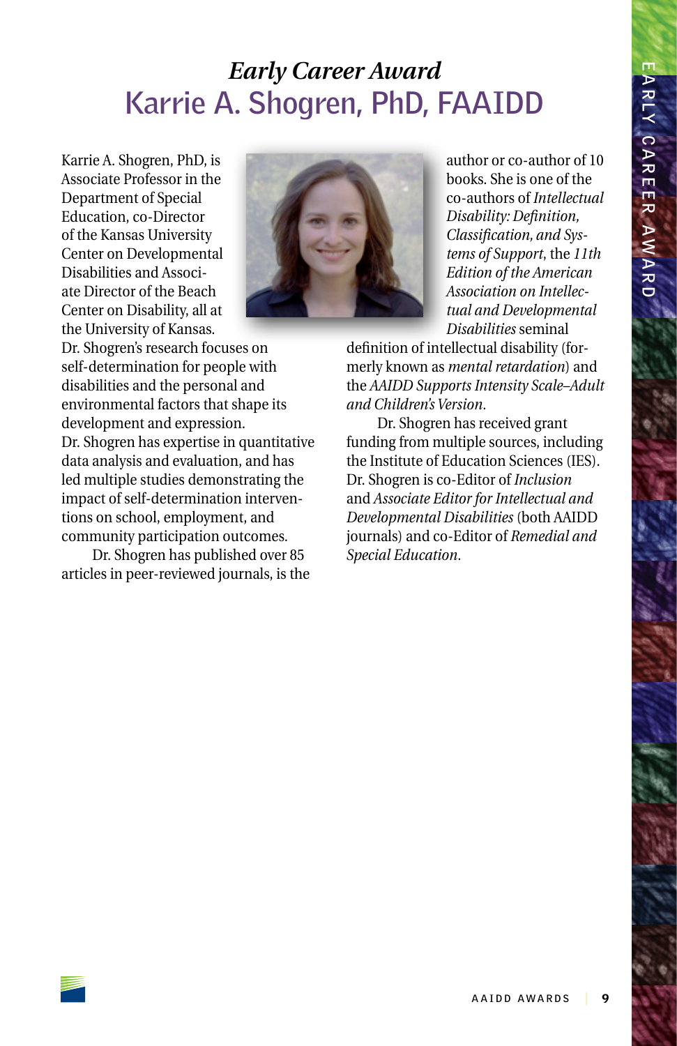# *Early Career Award*
# Karrie A. Shogren, PhD, FAAIDD

Karrie A. Shogren, PhD, is Associate Professor in the Department of Special Education, co-Director of the Kansas University Center on Developmental Disabilities and Associate Director of the Beach Center on Disability, all at the University of Kansas. Dr. Shogren's research focuses on self-determination for people with disabilities and the personal and environmental factors that shape its development and expression. Dr. Shogren has expertise in quantitative data analysis and evaluation, and has led multiple studies demonstrating the impact of self-determination interventions on school, employment, and community participation outcomes.

Dr. Shogren has published over 85 articles in peer-reviewed journals, is the author or co-author of 10 books. She is one of the co-authors of *Intellectual Disability: Definition, Classification, and Systems of Support*, the *11th Edition of the American Association on Intellectual and Developmental Disabilities* seminal definition of intellectual disability (formerly known as *mental retardation*) and the *AAIDD Supports Intensity Scale–Adult and Children's Version*.

Dr. Shogren has received grant funding from multiple sources, including the Institute of Education Sciences (IES). Dr. Shogren is co-Editor of *Inclusion* and *Associate Editor for Intellectual and Developmental Disabilities* (both AAIDD journals) and co-Editor of *Remedial and Special Education*.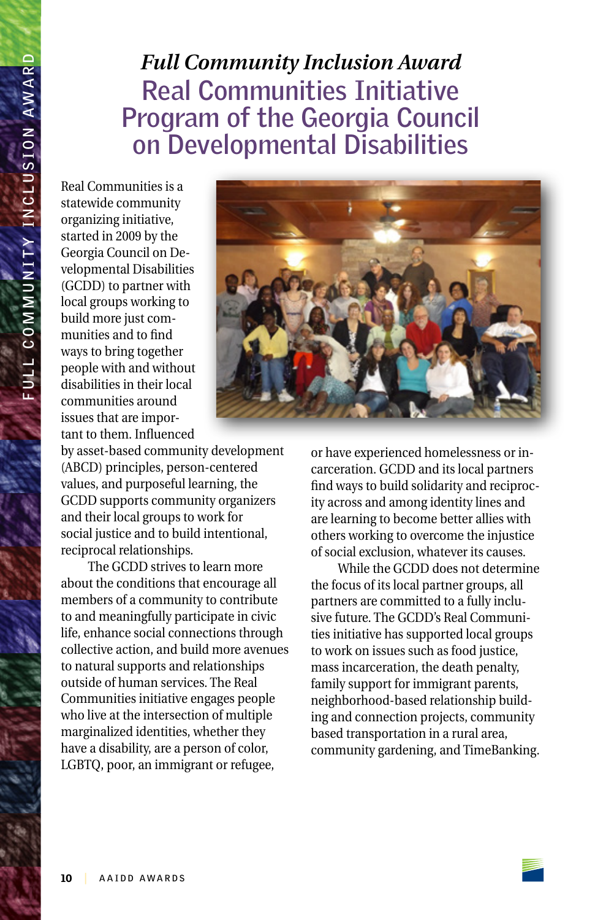*Full Community Inclusion Award*

# Real Communities Initiative Program of the Georgia Council on Developmental Disabilities

Real Communities is a statewide community organizing initiative, started in 2009 by the Georgia Council on Developmental Disabilities (GCDD) to partner with local groups working to build more just communities and to find ways to bring together people with and without disabilities in their local communities around issues that are important to them. Influenced by asset-based community development (ABCD) principles, person-centered values, and purposeful learning, the GCDD supports community organizers and their local groups to work for social justice and to build intentional, reciprocal relationships.

The GCDD strives to learn more about the conditions that encourage all members of a community to contribute to and meaningfully participate in civic life, enhance social connections through collective action, and build more avenues to natural supports and relationships outside of human services. The Real Communities initiative engages people who live at the intersection of multiple marginalized identities, whether they have a disability, are a person of color, LGBTQ, poor, an immigrant or refugee, or have experienced homelessness or incarceration. GCDD and its local partners find ways to build solidarity and reciprocity across and among identity lines and are learning to become better allies with others working to overcome the injustice of social exclusion, whatever its causes.

While the GCDD does not determine the focus of its local partner groups, all partners are committed to a fully inclusive future. The GCDD's Real Communities initiative has supported local groups to work on issues such as food justice, mass incarceration, the death penalty, family support for immigrant parents, neighborhood-based relationship building and connection projects, community based transportation in a rural area, community gardening, and TimeBanking.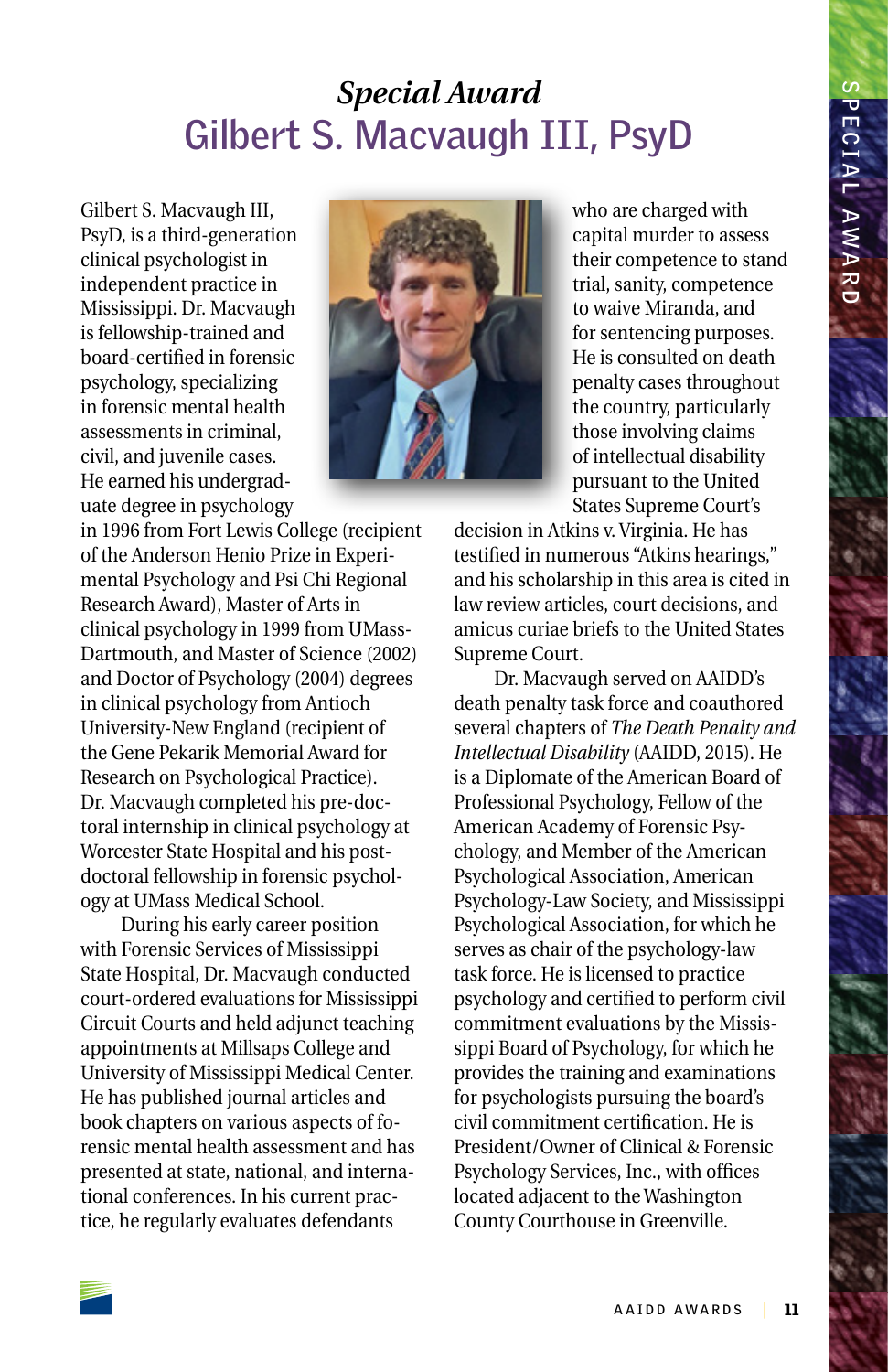## *Special Award*

# Gilbert S. Macvaugh III, PsyD

Gilbert S. Macvaugh III, PsyD, is a third-generation clinical psychologist in independent practice in Mississippi. Dr. Macvaugh is fellowship-trained and board-certified in forensic psychology, specializing in forensic mental health assessments in criminal, civil, and juvenile cases. He earned his undergraduate degree in psychology in 1996 from Fort Lewis College (recipient of the Anderson Henio Prize in Experimental Psychology and Psi Chi Regional Research Award), Master of Arts in clinical psychology in 1999 from UMass-Dartmouth, and Master of Science (2002) and Doctor of Psychology (2004) degrees in clinical psychology from Antioch University-New England (recipient of the Gene Pekarik Memorial Award for Research on Psychological Practice). Dr. Macvaugh completed his pre-doctoral internship in clinical psychology at Worcester State Hospital and his postdoctoral fellowship in forensic psychology at UMass Medical School.

During his early career position with Forensic Services of Mississippi State Hospital, Dr. Macvaugh conducted court-ordered evaluations for Mississippi Circuit Courts and held adjunct teaching appointments at Millsaps College and University of Mississippi Medical Center. He has published journal articles and book chapters on various aspects of forensic mental health assessment and has presented at state, national, and international conferences. In his current practice, he regularly evaluates defendants who are charged with capital murder to assess their competence to stand trial, sanity, competence to waive Miranda, and for sentencing purposes. He is consulted on death penalty cases throughout the country, particularly those involving claims of intellectual disability pursuant to the United States Supreme Court's decision in Atkins v. Virginia. He has testified in numerous "Atkins hearings," and his scholarship in this area is cited in law review articles, court decisions, and amicus curiae briefs to the United States Supreme Court.

Dr. Macvaugh served on AAIDD's death penalty task force and coauthored several chapters of *The Death Penalty and Intellectual Disability* (AAIDD, 2015). He is a Diplomate of the American Board of Professional Psychology, Fellow of the American Academy of Forensic Psychology, and Member of the American Psychological Association, American Psychology-Law Society, and Mississippi Psychological Association, for which he serves as chair of the psychology-law task force. He is licensed to practice psychology and certified to perform civil commitment evaluations by the Mississippi Board of Psychology, for which he provides the training and examinations for psychologists pursuing the board's civil commitment certification. He is President/Owner of Clinical & Forensic Psychology Services, Inc., with offices located adjacent to the Washington County Courthouse in Greenville.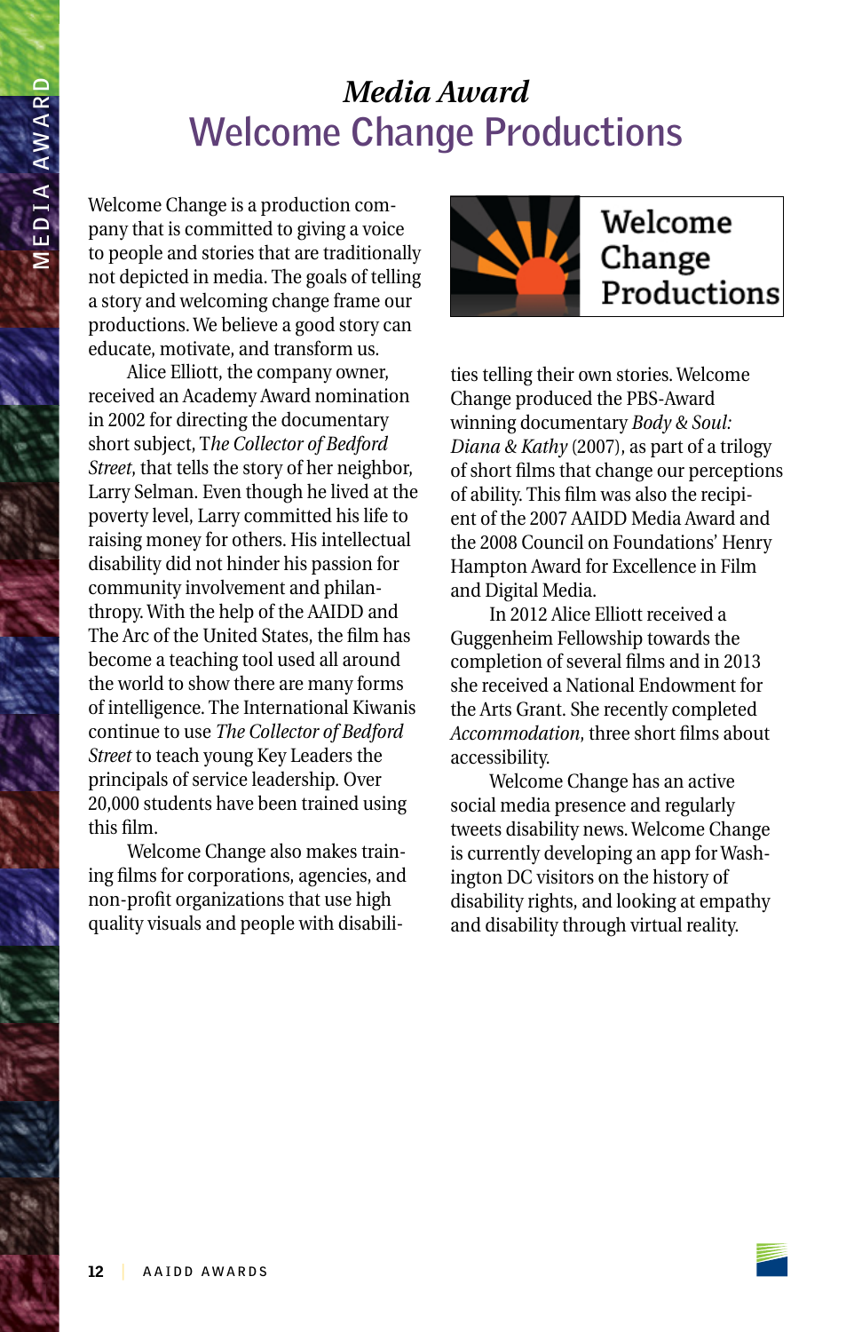## *Media Award*

# Welcome Change Productions

Welcome Change is a production company that is committed to giving a voice to people and stories that are traditionally not depicted in media. The goals of telling a story and welcoming change frame our productions. We believe a good story can educate, motivate, and transform us.

Alice Elliott, the company owner, received an Academy Award nomination in 2002 for directing the documentary short subject, T*he Collector of Bedford Street*, that tells the story of her neighbor, Larry Selman. Even though he lived at the poverty level, Larry committed his life to raising money for others. His intellectual disability did not hinder his passion for community involvement and philanthropy. With the help of the AAIDD and The Arc of the United States, the film has become a teaching tool used all around the world to show there are many forms of intelligence. The International Kiwanis continue to use *The Collector of Bedford Street* to teach young Key Leaders the principals of service leadership. Over 20,000 students have been trained using this film.

Welcome Change also makes training films for corporations, agencies, and non-profit organizations that use high quality visuals and people with disabilities telling their own stories. Welcome Change produced the PBS-Award winning documentary *Body & Soul: Diana & Kathy* (2007), as part of a trilogy of short films that change our perceptions of ability. This film was also the recipient of the 2007 AAIDD Media Award and the 2008 Council on Foundations' Henry Hampton Award for Excellence in Film and Digital Media.

In 2012 Alice Elliott received a Guggenheim Fellowship towards the completion of several films and in 2013 she received a National Endowment for the Arts Grant. She recently completed *Accommodation*, three short films about accessibility.

Welcome Change has an active social media presence and regularly tweets disability news. Welcome Change is currently developing an app for Washington DC visitors on the history of disability rights, and looking at empathy and disability through virtual reality.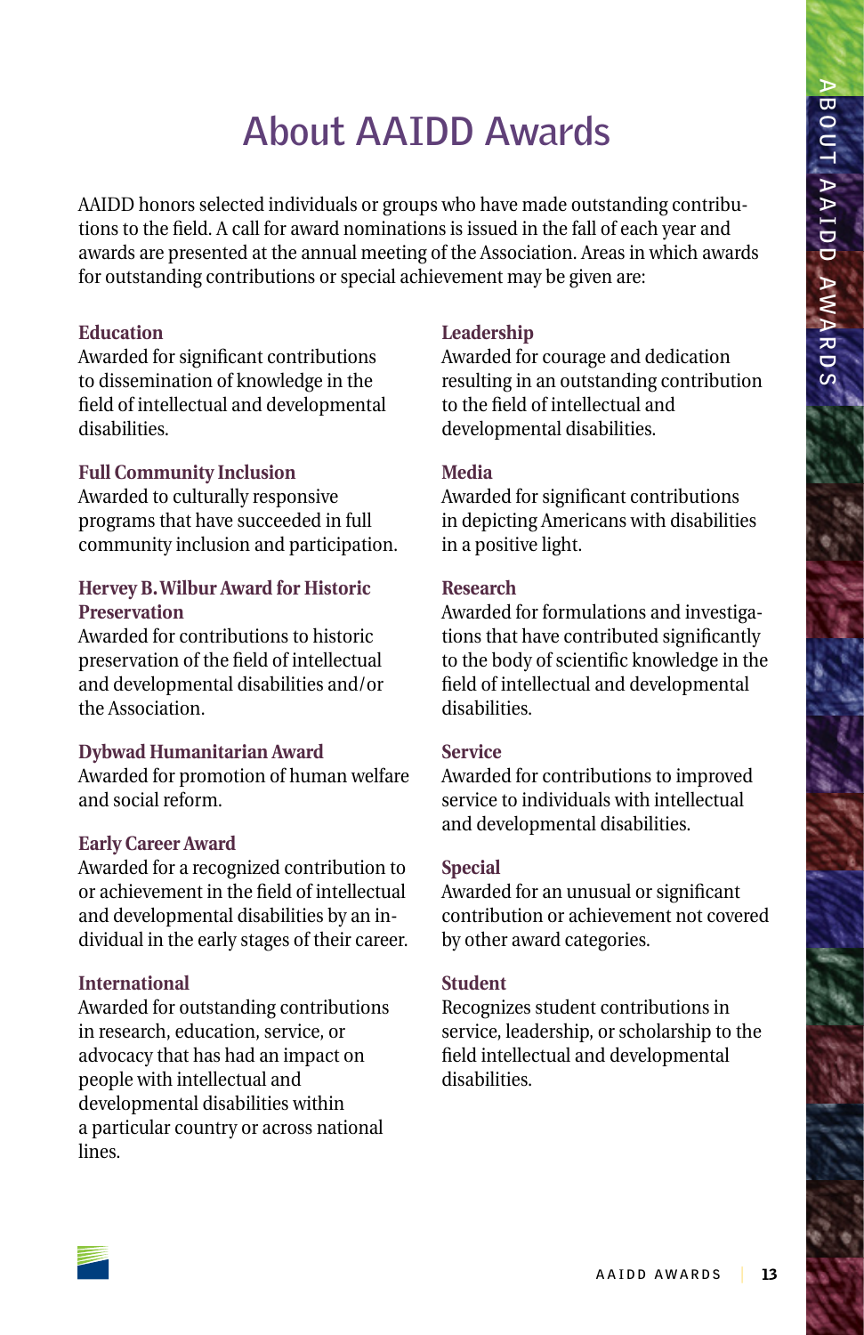# About AAIDD Awards

AAIDD honors selected individuals or groups who have made outstanding contributions to the field. A call for award nominations is issued in the fall of each year and awards are presented at the annual meeting of the Association. Areas in which awards for outstanding contributions or special achievement may be given are:

**Education**
Awarded for significant contributions to dissemination of knowledge in the field of intellectual and developmental disabilities.

**Full Community Inclusion**
Awarded to culturally responsive programs that have succeeded in full community inclusion and participation.

**Hervey B. Wilbur Award for Historic Preservation**
Awarded for contributions to historic preservation of the field of intellectual and developmental disabilities and/or the Association.

**Dybwad Humanitarian Award**
Awarded for promotion of human welfare and social reform.

**Early Career Award**
Awarded for a recognized contribution to or achievement in the field of intellectual and developmental disabilities by an individual in the early stages of their career.

**International**
Awarded for outstanding contributions in research, education, service, or advocacy that has had an impact on people with intellectual and developmental disabilities within a particular country or across national lines.

**Leadership**
Awarded for courage and dedication resulting in an outstanding contribution to the field of intellectual and developmental disabilities.

**Media**
Awarded for significant contributions in depicting Americans with disabilities in a positive light.

**Research**
Awarded for formulations and investigations that have contributed significantly to the body of scientific knowledge in the field of intellectual and developmental disabilities.

**Service**
Awarded for contributions to improved service to individuals with intellectual and developmental disabilities.

**Special**
Awarded for an unusual or significant contribution or achievement not covered by other award categories.

**Student**
Recognizes student contributions in service, leadership, or scholarship to the field intellectual and developmental disabilities.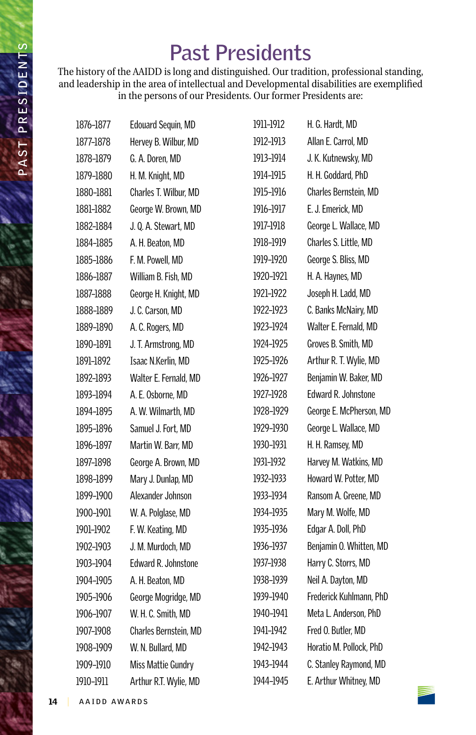# Past Presidents

The history of the AAIDD is long and distinguished. Our tradition, professional standing, and leadership in the area of intellectual and Developmental disabilities are exemplified in the persons of our Presidents. Our former Presidents are:

| | |
|---|---|
| 1876–1877 | Edouard Sequin, MD |
| 1877–1878 | Hervey B. Wilbur, MD |
| 1878–1879 | G. A. Doren, MD |
| 1879–1880 | H. M. Knight, MD |
| 1880–1881 | Charles T. Wilbur, MD |
| 1881–1882 | George W. Brown, MD |
| 1882–1884 | J. Q. A. Stewart, MD |
| 1884–1885 | A. H. Beaton, MD |
| 1885–1886 | F. M. Powell, MD |
| 1886–1887 | William B. Fish, MD |
| 1887–1888 | George H. Knight, MD |
| 1888–1889 | J. C. Carson, MD |
| 1889–1890 | A. C. Rogers, MD |
| 1890–1891 | J. T. Armstrong, MD |
| 1891–1892 | Isaac N.Kerlin, MD |
| 1892–1893 | Walter E. Fernald, MD |
| 1893–1894 | A. E. Osborne, MD |
| 1894–1895 | A. W. Wilmarth, MD |
| 1895–1896 | Samuel J. Fort, MD |
| 1896–1897 | Martin W. Barr, MD |
| 1897–1898 | George A. Brown, MD |
| 1898–1899 | Mary J. Dunlap, MD |
| 1899–1900 | Alexander Johnson |
| 1900–1901 | W. A. Polglase, MD |
| 1901–1902 | F. W. Keating, MD |
| 1902–1903 | J. M. Murdoch, MD |
| 1903–1904 | Edward R. Johnstone |
| 1904–1905 | A. H. Beaton, MD |
| 1905–1906 | George Mogridge, MD |
| 1906–1907 | W. H. C. Smith, MD |
| 1907–1908 | Charles Bernstein, MD |
| 1908–1909 | W. N. Bullard, MD |
| 1909–1910 | Miss Mattie Gundry |
| 1910–1911 | Arthur R.T. Wylie, MD |
| 1911–1912 | H. G. Hardt, MD |
| 1912–1913 | Allan E. Carrol, MD |
| 1913–1914 | J. K. Kutnewsky, MD |
| 1914–1915 | H. H. Goddard, PhD |
| 1915–1916 | Charles Bernstein, MD |
| 1916–1917 | E. J. Emerick, MD |
| 1917–1918 | George L. Wallace, MD |
| 1918–1919 | Charles S. Little, MD |
| 1919–1920 | George S. Bliss, MD |
| 1920–1921 | H. A. Haynes, MD |
| 1921–1922 | Joseph H. Ladd, MD |
| 1922–1923 | C. Banks McNairy, MD |
| 1923–1924 | Walter E. Fernald, MD |
| 1924–1925 | Groves B. Smith, MD |
| 1925–1926 | Arthur R. T. Wylie, MD |
| 1926–1927 | Benjamin W. Baker, MD |
| 1927–1928 | Edward R. Johnstone |
| 1928–1929 | George E. McPherson, MD |
| 1929–1930 | George L. Wallace, MD |
| 1930–1931 | H. H. Ramsey, MD |
| 1931–1932 | Harvey M. Watkins, MD |
| 1932–1933 | Howard W. Potter, MD |
| 1933–1934 | Ransom A. Greene, MD |
| 1934–1935 | Mary M. Wolfe, MD |
| 1935–1936 | Edgar A. Doll, PhD |
| 1936–1937 | Benjamin O. Whitten, MD |
| 1937–1938 | Harry C. Storrs, MD |
| 1938–1939 | Neil A. Dayton, MD |
| 1939–1940 | Frederick Kuhlmann, PhD |
| 1940–1941 | Meta L. Anderson, PhD |
| 1941–1942 | Fred O. Butler, MD |
| 1942–1943 | Horatio M. Pollock, PhD |
| 1943–1944 | C. Stanley Raymond, MD |
| 1944–1945 | E. Arthur Whitney, MD |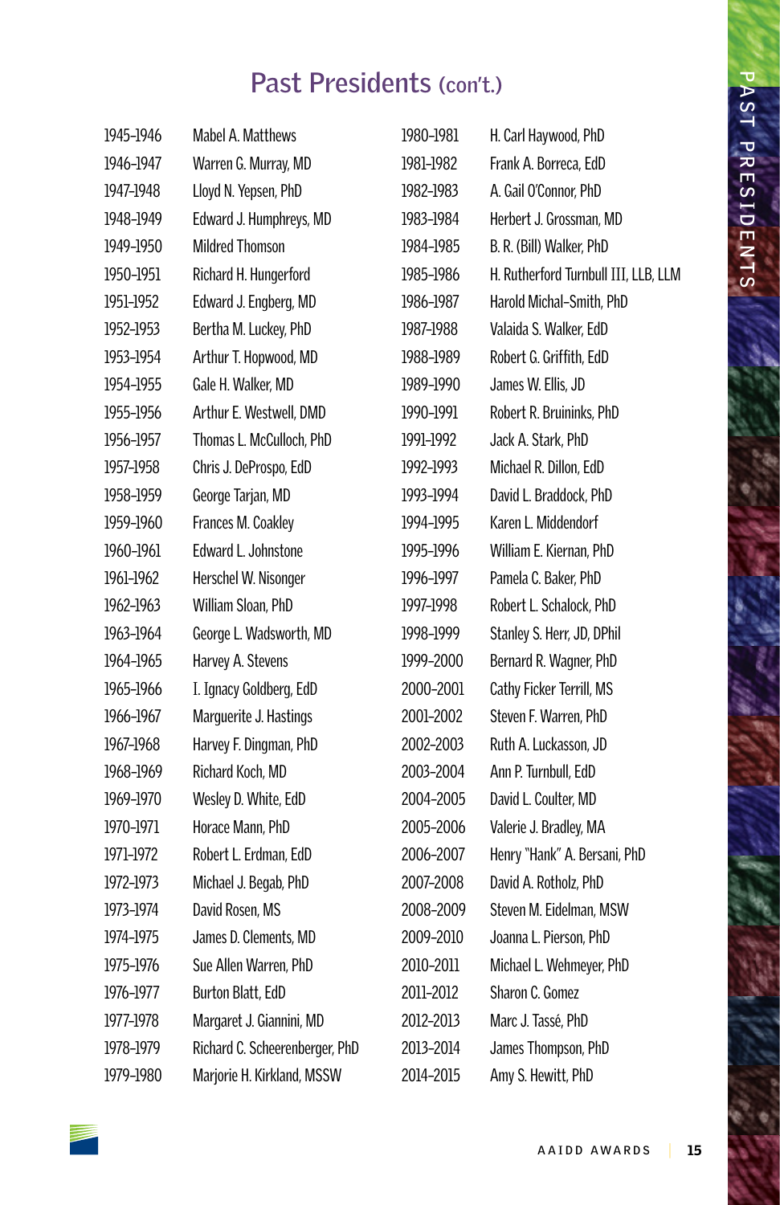## Past Presidents (con't.)

| | |
|---|---|
| 1945–1946 | Mabel A. Matthews |
| 1946–1947 | Warren G. Murray, MD |
| 1947–1948 | Lloyd N. Yepsen, PhD |
| 1948–1949 | Edward J. Humphreys, MD |
| 1949–1950 | Mildred Thomson |
| 1950–1951 | Richard H. Hungerford |
| 1951–1952 | Edward J. Engberg, MD |
| 1952–1953 | Bertha M. Luckey, PhD |
| 1953–1954 | Arthur T. Hopwood, MD |
| 1954–1955 | Gale H. Walker, MD |
| 1955–1956 | Arthur E. Westwell, DMD |
| 1956–1957 | Thomas L. McCulloch, PhD |
| 1957–1958 | Chris J. DeProspo, EdD |
| 1958–1959 | George Tarjan, MD |
| 1959–1960 | Frances M. Coakley |
| 1960–1961 | Edward L. Johnstone |
| 1961–1962 | Herschel W. Nisonger |
| 1962–1963 | William Sloan, PhD |
| 1963–1964 | George L. Wadsworth, MD |
| 1964–1965 | Harvey A. Stevens |
| 1965–1966 | I. Ignacy Goldberg, EdD |
| 1966–1967 | Marguerite J. Hastings |
| 1967–1968 | Harvey F. Dingman, PhD |
| 1968–1969 | Richard Koch, MD |
| 1969–1970 | Wesley D. White, EdD |
| 1970–1971 | Horace Mann, PhD |
| 1971–1972 | Robert L. Erdman, EdD |
| 1972–1973 | Michael J. Begab, PhD |
| 1973–1974 | David Rosen, MS |
| 1974–1975 | James D. Clements, MD |
| 1975–1976 | Sue Allen Warren, PhD |
| 1976–1977 | Burton Blatt, EdD |
| 1977–1978 | Margaret J. Giannini, MD |
| 1978–1979 | Richard C. Scheerenberger, PhD |
| 1979–1980 | Marjorie H. Kirkland, MSSW |
| 1980–1981 | H. Carl Haywood, PhD |
| 1981–1982 | Frank A. Borreca, EdD |
| 1982–1983 | A. Gail O'Connor, PhD |
| 1983–1984 | Herbert J. Grossman, MD |
| 1984–1985 | B. R. (Bill) Walker, PhD |
| 1985–1986 | H. Rutherford Turnbull III, LLB, LLM |
| 1986–1987 | Harold Michal-Smith, PhD |
| 1987–1988 | Valaida S. Walker, EdD |
| 1988–1989 | Robert G. Griffith, EdD |
| 1989–1990 | James W. Ellis, JD |
| 1990–1991 | Robert R. Bruininks, PhD |
| 1991–1992 | Jack A. Stark, PhD |
| 1992–1993 | Michael R. Dillon, EdD |
| 1993–1994 | David L. Braddock, PhD |
| 1994–1995 | Karen L. Middendorf |
| 1995–1996 | William E. Kiernan, PhD |
| 1996–1997 | Pamela C. Baker, PhD |
| 1997–1998 | Robert L. Schalock, PhD |
| 1998–1999 | Stanley S. Herr, JD, DPhil |
| 1999–2000 | Bernard R. Wagner, PhD |
| 2000–2001 | Cathy Ficker Terrill, MS |
| 2001–2002 | Steven F. Warren, PhD |
| 2002–2003 | Ruth A. Luckasson, JD |
| 2003–2004 | Ann P. Turnbull, EdD |
| 2004–2005 | David L. Coulter, MD |
| 2005–2006 | Valerie J. Bradley, MA |
| 2006–2007 | Henry "Hank" A. Bersani, PhD |
| 2007–2008 | David A. Rotholz, PhD |
| 2008–2009 | Steven M. Eidelman, MSW |
| 2009–2010 | Joanna L. Pierson, PhD |
| 2010–2011 | Michael L. Wehmeyer, PhD |
| 2011–2012 | Sharon C. Gomez |
| 2012–2013 | Marc J. Tassé, PhD |
| 2013–2014 | James Thompson, PhD |
| 2014–2015 | Amy S. Hewitt, PhD |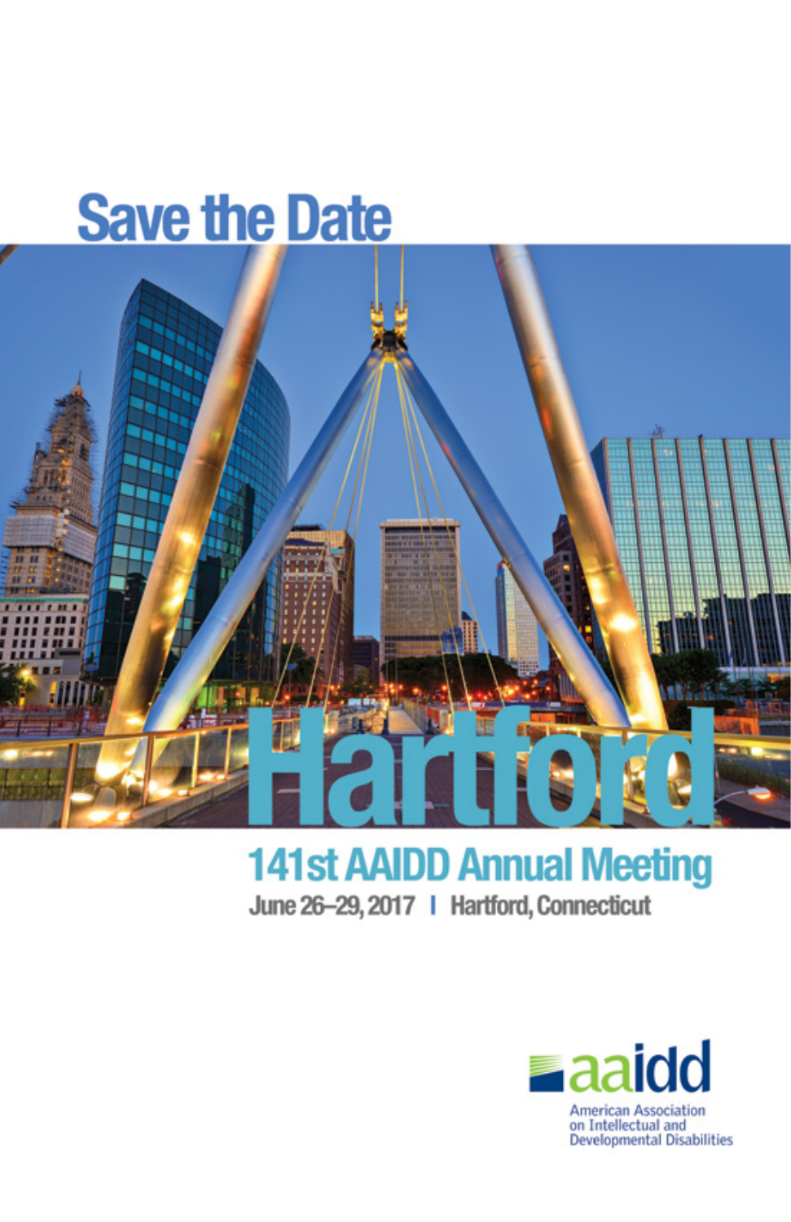# Save the Date

# Hartford

## 141st AAIDD Annual Meeting

June 26–29, 2017 | Hartford, Connecticut

aaidd

American Association on Intellectual and Developmental Disabilities